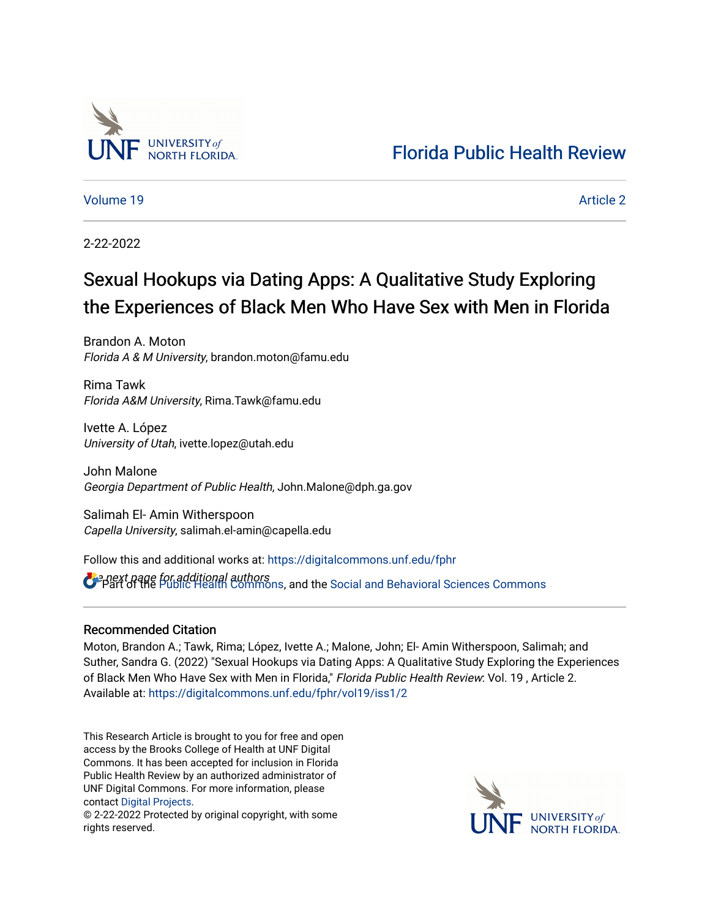Florida Public Health Review

Volume 19 Article 2

2-22-2022

# Sexual Hookups via Dating Apps: A Qualitative Study Exploring the Experiences of Black Men Who Have Sex with Men in Florida

Brandon A. Moton
*Florida A & M University*, brandon.moton@famu.edu

Rima Tawk
*Florida A&M University*, Rima.Tawk@famu.edu

Ivette A. López
*University of Utah*, ivette.lopez@utah.edu

John Malone
*Georgia Department of Public Health*, John.Malone@dph.ga.gov

Salimah El- Amin Witherspoon
*Capella University*, salimah.el-amin@capella.edu

*See next page for additional authors*

Follow this and additional works at: https://digitalcommons.unf.edu/fphr

Part of the Public Health Commons, and the Social and Behavioral Sciences Commons

## Recommended Citation

Moton, Brandon A.; Tawk, Rima; López, Ivette A.; Malone, John; El- Amin Witherspoon, Salimah; and Suther, Sandra G. (2022) "Sexual Hookups via Dating Apps: A Qualitative Study Exploring the Experiences of Black Men Who Have Sex with Men in Florida," *Florida Public Health Review*: Vol. 19 , Article 2. Available at: https://digitalcommons.unf.edu/fphr/vol19/iss1/2

This Research Article is brought to you for free and open access by the Brooks College of Health at UNF Digital Commons. It has been accepted for inclusion in Florida Public Health Review by an authorized administrator of UNF Digital Commons. For more information, please contact Digital Projects.
© 2-22-2022 Protected by original copyright, with some rights reserved.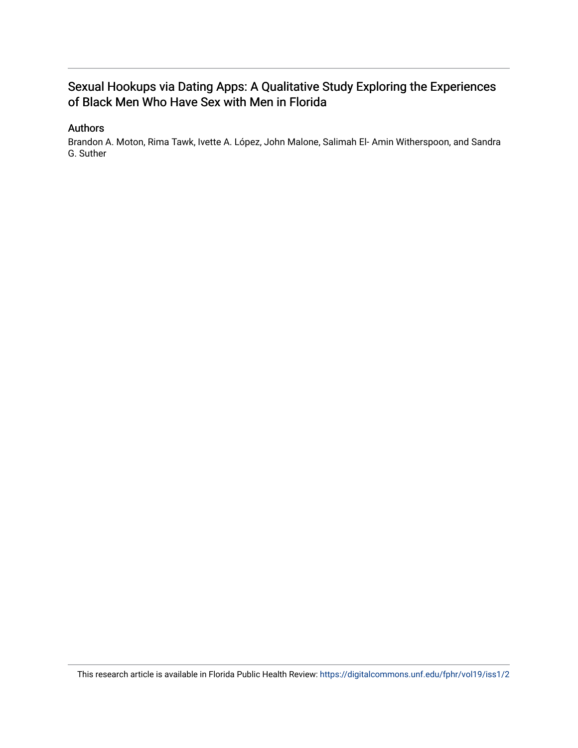# Sexual Hookups via Dating Apps: A Qualitative Study Exploring the Experiences of Black Men Who Have Sex with Men in Florida

## Authors

Brandon A. Moton, Rima Tawk, Ivette A. López, John Malone, Salimah El- Amin Witherspoon, and Sandra G. Suther

This research article is available in Florida Public Health Review: https://digitalcommons.unf.edu/fphr/vol19/iss1/2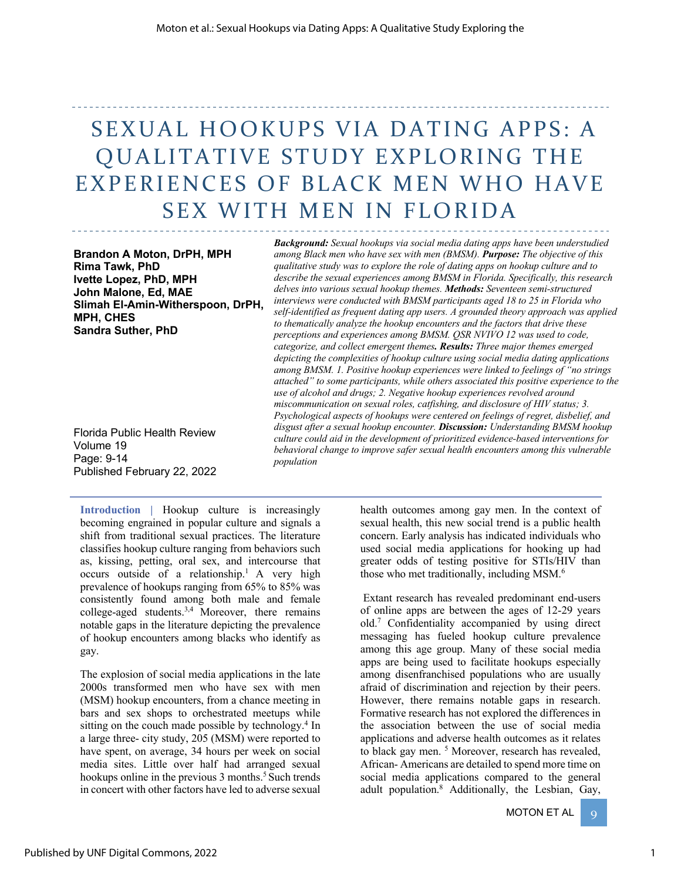# SEXUAL HOOKUPS VIA DATING APPS: A QUALITATIVE STUDY EXPLORING THE EXPERIENCES OF BLACK MEN WHO HAVE SEX WITH MEN IN FLORIDA

**Brandon A Moton, DrPH, MPH**
**Rima Tawk, PhD**
**Ivette Lopez, PhD, MPH**
**John Malone, Ed, MAE**
**Slimah El-Amin-Witherspoon, DrPH, MPH, CHES**
**Sandra Suther, PhD**

Florida Public Health Review
Volume 19
Page: 9-14
Published February 22, 2022

***Background:*** *Sexual hookups via social media dating apps have been understudied among Black men who have sex with men (BMSM).* ***Purpose:*** *The objective of this qualitative study was to explore the role of dating apps on hookup culture and to describe the sexual experiences among BMSM in Florida. Specifically, this research delves into various sexual hookup themes.* ***Methods:*** *Seventeen semi-structured interviews were conducted with BMSM participants aged 18 to 25 in Florida who self-identified as frequent dating app users. A grounded theory approach was applied to thematically analyze the hookup encounters and the factors that drive these perceptions and experiences among BMSM. QSR NVIVO 12 was used to code, categorize, and collect emergent themes.* ***Results:*** *Three major themes emerged depicting the complexities of hookup culture using social media dating applications among BMSM. 1. Positive hookup experiences were linked to feelings of "no strings attached" to some participants, while others associated this positive experience to the use of alcohol and drugs; 2. Negative hookup experiences revolved around miscommunication on sexual roles, catfishing, and disclosure of HIV status; 3. Psychological aspects of hookups were centered on feelings of regret, disbelief, and disgust after a sexual hookup encounter.* ***Discussion:*** *Understanding BMSM hookup culture could aid in the development of prioritized evidence-based interventions for behavioral change to improve safer sexual health encounters among this vulnerable population*

**Introduction |** Hookup culture is increasingly becoming engrained in popular culture and signals a shift from traditional sexual practices. The literature classifies hookup culture ranging from behaviors such as, kissing, petting, oral sex, and intercourse that occurs outside of a relationship.[1] A very high prevalence of hookups ranging from 65% to 85% was consistently found among both male and female college-aged students.[3,4] Moreover, there remains notable gaps in the literature depicting the prevalence of hookup encounters among blacks who identify as gay.

The explosion of social media applications in the late 2000s transformed men who have sex with men (MSM) hookup encounters, from a chance meeting in bars and sex shops to orchestrated meetups while sitting on the couch made possible by technology.[4] In a large three- city study, 205 (MSM) were reported to have spent, on average, 34 hours per week on social media sites. Little over half had arranged sexual hookups online in the previous 3 months.[5] Such trends in concert with other factors have led to adverse sexual health outcomes among gay men. In the context of sexual health, this new social trend is a public health concern. Early analysis has indicated individuals who used social media applications for hooking up had greater odds of testing positive for STIs/HIV than those who met traditionally, including MSM.[6]

Extant research has revealed predominant end-users of online apps are between the ages of 12-29 years old.[7] Confidentiality accompanied by using direct messaging has fueled hookup culture prevalence among this age group. Many of these social media apps are being used to facilitate hookups especially among disenfranchised populations who are usually afraid of discrimination and rejection by their peers. However, there remains notable gaps in research. Formative research has not explored the differences in the association between the use of social media applications and adverse health outcomes as it relates to black gay men. [5] Moreover, research has revealed, African- Americans are detailed to spend more time on social media applications compared to the general adult population.[8] Additionally, the Lesbian, Gay,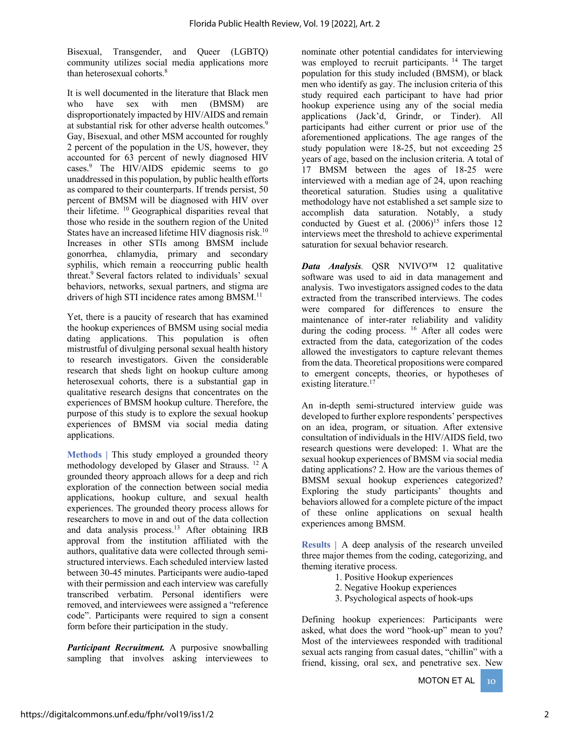Bisexual, Transgender, and Queer (LGBTQ) community utilizes social media applications more than heterosexual cohorts.[8]

It is well documented in the literature that Black men who have sex with men (BMSM) are disproportionately impacted by HIV/AIDS and remain at substantial risk for other adverse health outcomes.[9] Gay, Bisexual, and other MSM accounted for roughly 2 percent of the population in the US, however, they accounted for 63 percent of newly diagnosed HIV cases.[9] The HIV/AIDS epidemic seems to go unaddressed in this population, by public health efforts as compared to their counterparts. If trends persist, 50 percent of BMSM will be diagnosed with HIV over their lifetime. [10] Geographical disparities reveal that those who reside in the southern region of the United States have an increased lifetime HIV diagnosis risk.[10] Increases in other STIs among BMSM include gonorrhea, chlamydia, primary and secondary syphilis, which remain a reoccurring public health threat.[9] Several factors related to individuals' sexual behaviors, networks, sexual partners, and stigma are drivers of high STI incidence rates among BMSM.[11]

Yet, there is a paucity of research that has examined the hookup experiences of BMSM using social media dating applications. This population is often mistrustful of divulging personal sexual health history to research investigators. Given the considerable research that sheds light on hookup culture among heterosexual cohorts, there is a substantial gap in qualitative research designs that concentrates on the experiences of BMSM hookup culture. Therefore, the purpose of this study is to explore the sexual hookup experiences of BMSM via social media dating applications.

**Methods |** This study employed a grounded theory methodology developed by Glaser and Strauss. [12] A grounded theory approach allows for a deep and rich exploration of the connection between social media applications, hookup culture, and sexual health experiences. The grounded theory process allows for researchers to move in and out of the data collection and data analysis process.[13] After obtaining IRB approval from the institution affiliated with the authors, qualitative data were collected through semi-structured interviews. Each scheduled interview lasted between 30-45 minutes. Participants were audio-taped with their permission and each interview was carefully transcribed verbatim. Personal identifiers were removed, and interviewees were assigned a "reference code". Participants were required to sign a consent form before their participation in the study.

***Participant Recruitment.*** A purposive snowballing sampling that involves asking interviewees to nominate other potential candidates for interviewing was employed to recruit participants. [14] The target population for this study included (BMSM), or black men who identify as gay. The inclusion criteria of this study required each participant to have had prior hookup experience using any of the social media applications (Jack'd, Grindr, or Tinder). All participants had either current or prior use of the aforementioned applications. The age ranges of the study population were 18-25, but not exceeding 25 years of age, based on the inclusion criteria. A total of 17 BMSM between the ages of 18-25 were interviewed with a median age of 24, upon reaching theoretical saturation. Studies using a qualitative methodology have not established a set sample size to accomplish data saturation. Notably, a study conducted by Guest et al. (2006)[15] infers those 12 interviews meet the threshold to achieve experimental saturation for sexual behavior research.

***Data Analysis.*** QSR NVIVO™ 12 qualitative software was used to aid in data management and analysis. Two investigators assigned codes to the data extracted from the transcribed interviews. The codes were compared for differences to ensure the maintenance of inter-rater reliability and validity during the coding process. [16] After all codes were extracted from the data, categorization of the codes allowed the investigators to capture relevant themes from the data. Theoretical propositions were compared to emergent concepts, theories, or hypotheses of existing literature.[17]

An in-depth semi-structured interview guide was developed to further explore respondents' perspectives on an idea, program, or situation. After extensive consultation of individuals in the HIV/AIDS field, two research questions were developed: 1. What are the sexual hookup experiences of BMSM via social media dating applications? 2. How are the various themes of BMSM sexual hookup experiences categorized? Exploring the study participants' thoughts and behaviors allowed for a complete picture of the impact of these online applications on sexual health experiences among BMSM.

**Results |** A deep analysis of the research unveiled three major themes from the coding, categorizing, and theming iterative process.

1. Positive Hookup experiences
2. Negative Hookup experiences
3. Psychological aspects of hook-ups

Defining hookup experiences: Participants were asked, what does the word "hook-up" mean to you? Most of the interviewees responded with traditional sexual acts ranging from casual dates, "chillin" with a friend, kissing, oral sex, and penetrative sex. New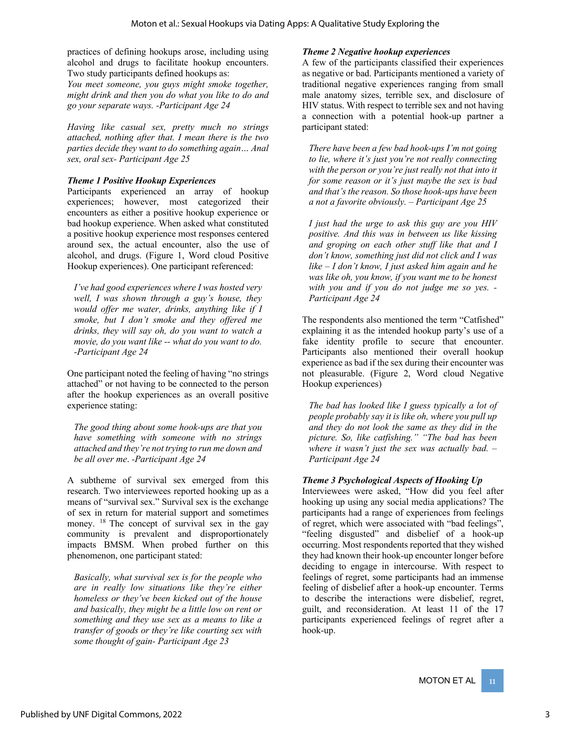practices of defining hookups arose, including using alcohol and drugs to facilitate hookup encounters. Two study participants defined hookups as:

*You meet someone, you guys might smoke together, might drink and then you do what you like to do and go your separate ways. -Participant Age 24*

*Having like casual sex, pretty much no strings attached, nothing after that. I mean there is the two parties decide they want to do something again… Anal sex, oral sex- Participant Age 25*

### *Theme 1 Positive Hookup Experiences*

Participants experienced an array of hookup experiences; however, most categorized their encounters as either a positive hookup experience or bad hookup experience. When asked what constituted a positive hookup experience most responses centered around sex, the actual encounter, also the use of alcohol, and drugs. (Figure 1, Word cloud Positive Hookup experiences). One participant referenced:

> *I've had good experiences where I was hosted very well, I was shown through a guy's house, they would offer me water, drinks, anything like if I smoke, but I don't smoke and they offered me drinks, they will say oh, do you want to watch a movie, do you want like -- what do you want to do. -Participant Age 24*

One participant noted the feeling of having "no strings attached" or not having to be connected to the person after the hookup experiences as an overall positive experience stating:

> *The good thing about some hook-ups are that you have something with someone with no strings attached and they're not trying to run me down and be all over me*. *-Participant Age 24*

A subtheme of survival sex emerged from this research. Two interviewees reported hooking up as a means of "survival sex." Survival sex is the exchange of sex in return for material support and sometimes money. [18] The concept of survival sex in the gay community is prevalent and disproportionately impacts BMSM. When probed further on this phenomenon, one participant stated:

> *Basically, what survival sex is for the people who are in really low situations like they're either homeless or they've been kicked out of the house and basically, they might be a little low on rent or something and they use sex as a means to like a transfer of goods or they're like courting sex with some thought of gain- Participant Age 23*

### *Theme 2 Negative hookup experiences*

A few of the participants classified their experiences as negative or bad. Participants mentioned a variety of traditional negative experiences ranging from small male anatomy sizes, terrible sex, and disclosure of HIV status. With respect to terrible sex and not having a connection with a potential hook-up partner a participant stated:

> *There have been a few bad hook-ups I'm not going to lie, where it's just you're not really connecting with the person or you're just really not that into it for some reason or it's just maybe the sex is bad and that's the reason. So those hook-ups have been a not a favorite obviously. – Participant Age 25*

> *I just had the urge to ask this guy are you HIV positive. And this was in between us like kissing and groping on each other stuff like that and I don't know, something just did not click and I was like – I don't know, I just asked him again and he was like oh, you know, if you want me to be honest with you and if you do not judge me so yes. -Participant Age 24*

The respondents also mentioned the term "Catfished" explaining it as the intended hookup party's use of a fake identity profile to secure that encounter. Participants also mentioned their overall hookup experience as bad if the sex during their encounter was not pleasurable. (Figure 2, Word cloud Negative Hookup experiences)

> *The bad has looked like I guess typically a lot of people probably say it is like oh, where you pull up and they do not look the same as they did in the picture. So, like catfishing." "The bad has been where it wasn't just the sex was actually bad. – Participant Age 24*

### *Theme 3 Psychological Aspects of Hooking Up*

Interviewees were asked, "How did you feel after hooking up using any social media applications? The participants had a range of experiences from feelings of regret, which were associated with "bad feelings", "feeling disgusted" and disbelief of a hook-up occurring. Most respondents reported that they wished they had known their hook-up encounter longer before deciding to engage in intercourse. With respect to feelings of regret, some participants had an immense feeling of disbelief after a hook-up encounter. Terms to describe the interactions were disbelief, regret, guilt, and reconsideration. At least 11 of the 17 participants experienced feelings of regret after a hook-up.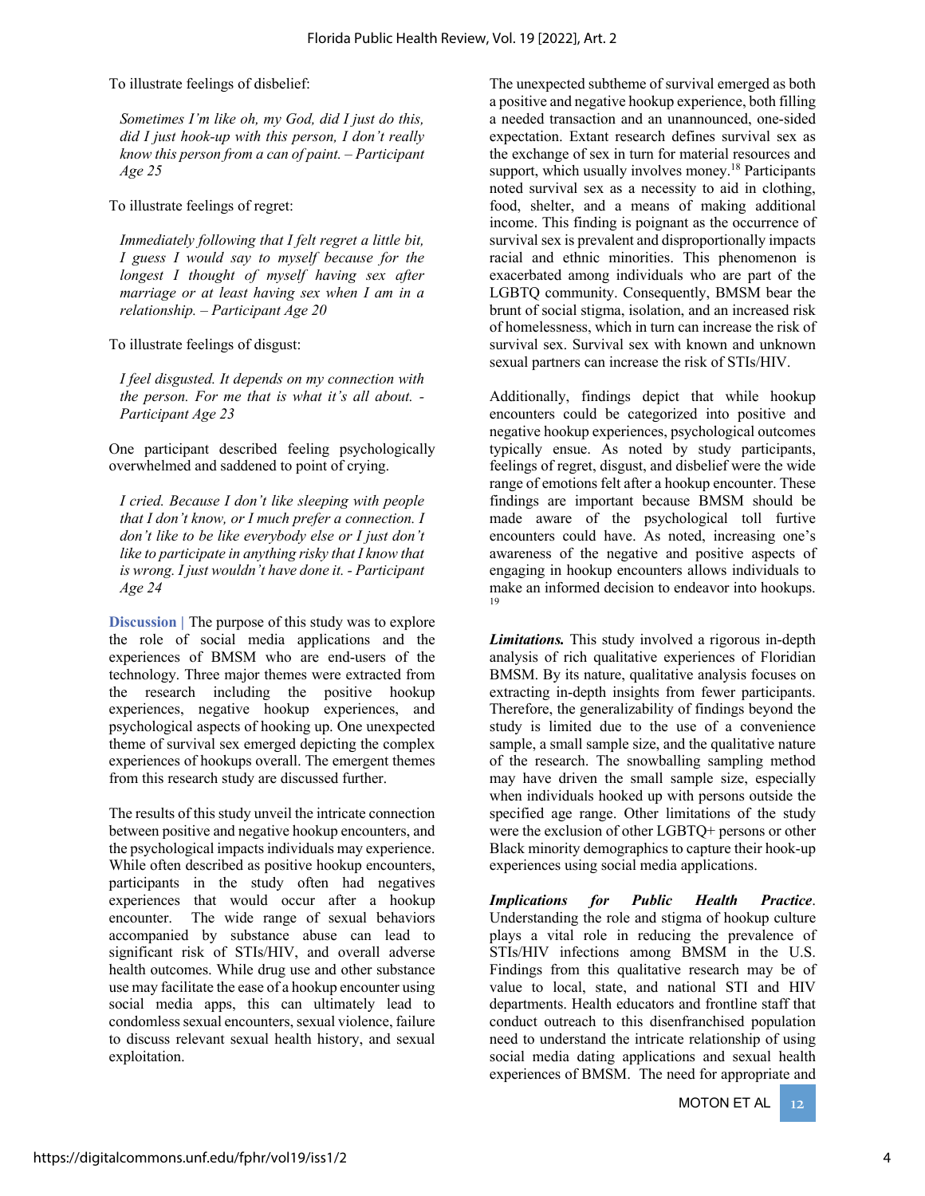To illustrate feelings of disbelief:

*Sometimes I'm like oh, my God, did I just do this, did I just hook-up with this person, I don't really know this person from a can of paint. – Participant Age 25*

To illustrate feelings of regret:

*Immediately following that I felt regret a little bit, I guess I would say to myself because for the longest I thought of myself having sex after marriage or at least having sex when I am in a relationship. – Participant Age 20*

To illustrate feelings of disgust:

*I feel disgusted. It depends on my connection with the person. For me that is what it's all about. - Participant Age 23*

One participant described feeling psychologically overwhelmed and saddened to point of crying.

*I cried. Because I don't like sleeping with people that I don't know, or I much prefer a connection. I don't like to be like everybody else or I just don't like to participate in anything risky that I know that is wrong. I just wouldn't have done it. - Participant Age 24*

**Discussion |** The purpose of this study was to explore the role of social media applications and the experiences of BMSM who are end-users of the technology. Three major themes were extracted from the research including the positive hookup experiences, negative hookup experiences, and psychological aspects of hooking up. One unexpected theme of survival sex emerged depicting the complex experiences of hookups overall. The emergent themes from this research study are discussed further.

The results of this study unveil the intricate connection between positive and negative hookup encounters, and the psychological impacts individuals may experience. While often described as positive hookup encounters, participants in the study often had negatives experiences that would occur after a hookup encounter. The wide range of sexual behaviors accompanied by substance abuse can lead to significant risk of STIs/HIV, and overall adverse health outcomes. While drug use and other substance use may facilitate the ease of a hookup encounter using social media apps, this can ultimately lead to condomless sexual encounters, sexual violence, failure to discuss relevant sexual health history, and sexual exploitation.

The unexpected subtheme of survival emerged as both a positive and negative hookup experience, both filling a needed transaction and an unannounced, one-sided expectation. Extant research defines survival sex as the exchange of sex in turn for material resources and support, which usually involves money.[18] Participants noted survival sex as a necessity to aid in clothing, food, shelter, and a means of making additional income. This finding is poignant as the occurrence of survival sex is prevalent and disproportionally impacts racial and ethnic minorities. This phenomenon is exacerbated among individuals who are part of the LGBTQ community. Consequently, BMSM bear the brunt of social stigma, isolation, and an increased risk of homelessness, which in turn can increase the risk of survival sex. Survival sex with known and unknown sexual partners can increase the risk of STIs/HIV.

Additionally, findings depict that while hookup encounters could be categorized into positive and negative hookup experiences, psychological outcomes typically ensue. As noted by study participants, feelings of regret, disgust, and disbelief were the wide range of emotions felt after a hookup encounter. These findings are important because BMSM should be made aware of the psychological toll furtive encounters could have. As noted, increasing one's awareness of the negative and positive aspects of engaging in hookup encounters allows individuals to make an informed decision to endeavor into hookups.[19]

***Limitations.*** This study involved a rigorous in-depth analysis of rich qualitative experiences of Floridian BMSM. By its nature, qualitative analysis focuses on extracting in-depth insights from fewer participants. Therefore, the generalizability of findings beyond the study is limited due to the use of a convenience sample, a small sample size, and the qualitative nature of the research. The snowballing sampling method may have driven the small sample size, especially when individuals hooked up with persons outside the specified age range. Other limitations of the study were the exclusion of other LGBTQ+ persons or other Black minority demographics to capture their hook-up experiences using social media applications.

***Implications for Public Health Practice*.** Understanding the role and stigma of hookup culture plays a vital role in reducing the prevalence of STIs/HIV infections among BMSM in the U.S. Findings from this qualitative research may be of value to local, state, and national STI and HIV departments. Health educators and frontline staff that conduct outreach to this disenfranchised population need to understand the intricate relationship of using social media dating applications and sexual health experiences of BMSM. The need for appropriate and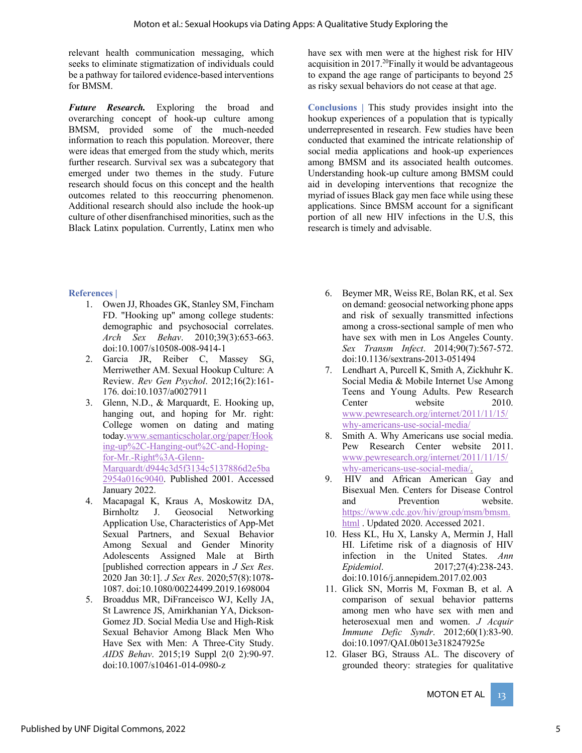relevant health communication messaging, which seeks to eliminate stigmatization of individuals could be a pathway for tailored evidence-based interventions for BMSM.

***Future Research.*** Exploring the broad and overarching concept of hook-up culture among BMSM, provided some of the much-needed information to reach this population. Moreover, there were ideas that emerged from the study which, merits further research. Survival sex was a subcategory that emerged under two themes in the study. Future research should focus on this concept and the health outcomes related to this reoccurring phenomenon. Additional research should also include the hook-up culture of other disenfranchised minorities, such as the Black Latinx population. Currently, Latinx men who have sex with men were at the highest risk for HIV acquisition in 2017.[20]Finally it would be advantageous to expand the age range of participants to beyond 25 as risky sexual behaviors do not cease at that age.

**Conclusions |** This study provides insight into the hookup experiences of a population that is typically underrepresented in research. Few studies have been conducted that examined the intricate relationship of social media applications and hook-up experiences among BMSM and its associated health outcomes. Understanding hook-up culture among BMSM could aid in developing interventions that recognize the myriad of issues Black gay men face while using these applications. Since BMSM account for a significant portion of all new HIV infections in the U.S, this research is timely and advisable.

## References |

1. Owen JJ, Rhoades GK, Stanley SM, Fincham FD. "Hooking up" among college students: demographic and psychosocial correlates. *Arch Sex Behav*. 2010;39(3):653-663. doi:10.1007/s10508-008-9414-1
2. Garcia JR, Reiber C, Massey SG, Merriwether AM. Sexual Hookup Culture: A Review. *Rev Gen Psychol*. 2012;16(2):161-176. doi:10.1037/a0027911
3. Glenn, N.D., & Marquardt, E. Hooking up, hanging out, and hoping for Mr. right: College women on dating and mating today.www.semanticscholar.org/paper/Hooking-up%2C-Hanging-out%2C-and-Hoping-for-Mr.-Right%3A-Glenn-Marquardt/d944c3d5f3134c5137886d2e5ba2954a016c9040. Published 2001. Accessed January 2022.
4. Macapagal K, Kraus A, Moskowitz DA, Birnholtz J. Geosocial Networking Application Use, Characteristics of App-Met Sexual Partners, and Sexual Behavior Among Sexual and Gender Minority Adolescents Assigned Male at Birth [published correction appears in *J Sex Res*. 2020 Jan 30:1]. *J Sex Res*. 2020;57(8):1078-1087. doi:10.1080/00224499.2019.1698004
5. Broaddus MR, DiFranceisco WJ, Kelly JA, St Lawrence JS, Amirkhanian YA, Dickson-Gomez JD. Social Media Use and High-Risk Sexual Behavior Among Black Men Who Have Sex with Men: A Three-City Study. *AIDS Behav*. 2015;19 Suppl 2(0 2):90-97. doi:10.1007/s10461-014-0980-z
6. Beymer MR, Weiss RE, Bolan RK, et al. Sex on demand: geosocial networking phone apps and risk of sexually transmitted infections among a cross-sectional sample of men who have sex with men in Los Angeles County. *Sex Transm Infect*. 2014;90(7):567-572. doi:10.1136/sextrans-2013-051494
7. Lendhart A, Purcell K, Smith A, Zickhuhr K. Social Media & Mobile Internet Use Among Teens and Young Adults. Pew Research Center website 2010. www.pewresearch.org/internet/2011/11/15/why-americans-use-social-media/
8. Smith A. Why Americans use social media. Pew Research Center website 2011. www.pewresearch.org/internet/2011/11/15/why-americans-use-social-media/.
9. HIV and African American Gay and Bisexual Men. Centers for Disease Control and Prevention website. https://www.cdc.gov/hiv/group/msm/bmsm.html . Updated 2020. Accessed 2021.
10. Hess KL, Hu X, Lansky A, Mermin J, Hall HI. Lifetime risk of a diagnosis of HIV infection in the United States. *Ann Epidemiol*. 2017;27(4):238-243. doi:10.1016/j.annepidem.2017.02.003
11. Glick SN, Morris M, Foxman B, et al. A comparison of sexual behavior patterns among men who have sex with men and heterosexual men and women. *J Acquir Immune Defic Syndr*. 2012;60(1):83-90. doi:10.1097/QAI.0b013e318247925e
12. Glaser BG, Strauss AL. The discovery of grounded theory: strategies for qualitative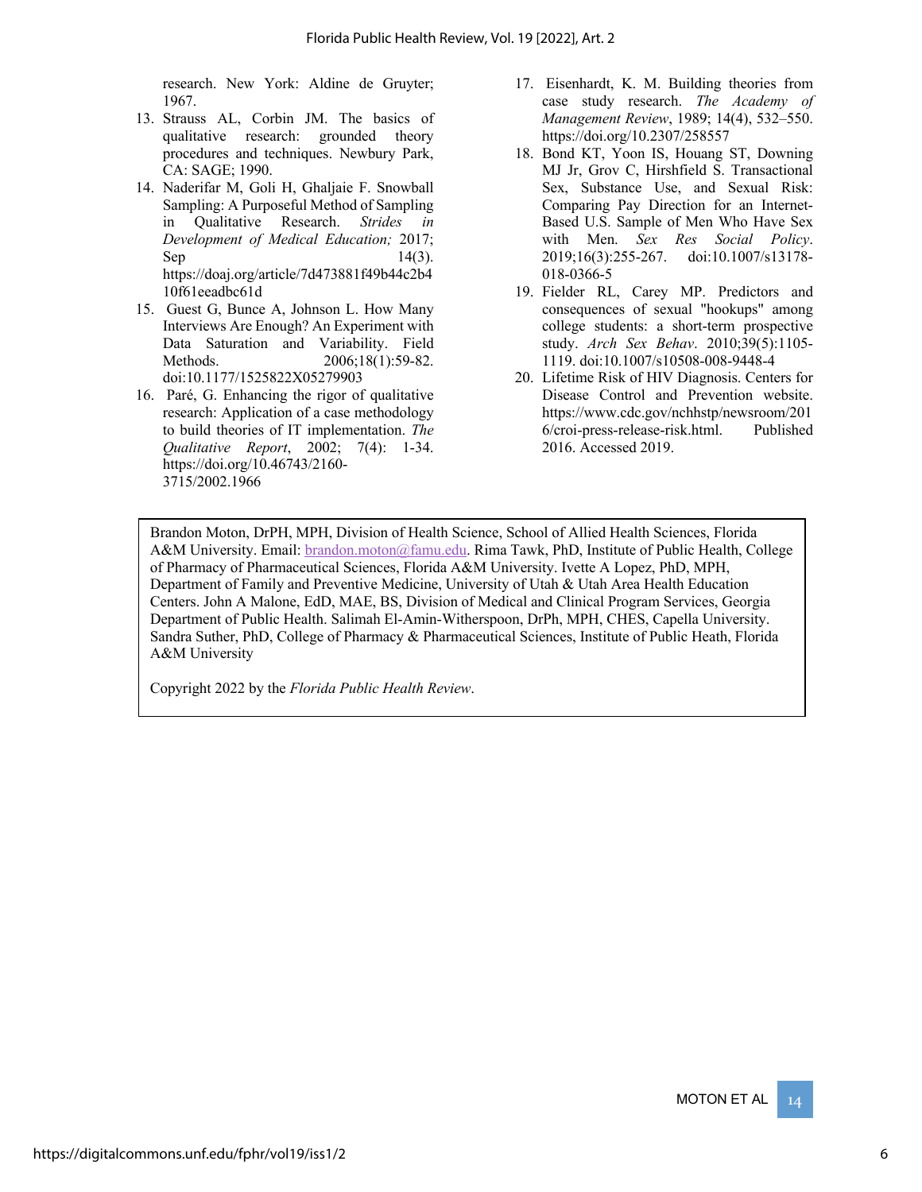research. New York: Aldine de Gruyter; 1967.

13. Strauss AL, Corbin JM. The basics of qualitative research: grounded theory procedures and techniques. Newbury Park, CA: SAGE; 1990.
14. Naderifar M, Goli H, Ghaljaie F. Snowball Sampling: A Purposeful Method of Sampling in Qualitative Research. *Strides in Development of Medical Education;* 2017; Sep 14(3). https://doaj.org/article/7d473881f49b44c2b410f61eeadbc61d
15. Guest G, Bunce A, Johnson L. How Many Interviews Are Enough? An Experiment with Data Saturation and Variability. Field Methods. 2006;18(1):59-82. doi:10.1177/1525822X05279903
16. Paré, G. Enhancing the rigor of qualitative research: Application of a case methodology to build theories of IT implementation. *The Qualitative Report*, 2002; 7(4): 1-34. https://doi.org/10.46743/2160-3715/2002.1966
17. Eisenhardt, K. M. Building theories from case study research. *The Academy of Management Review*, 1989; 14(4), 532–550. https://doi.org/10.2307/258557
18. Bond KT, Yoon IS, Houang ST, Downing MJ Jr, Grov C, Hirshfield S. Transactional Sex, Substance Use, and Sexual Risk: Comparing Pay Direction for an Internet-Based U.S. Sample of Men Who Have Sex with Men. *Sex Res Social Policy*. 2019;16(3):255-267. doi:10.1007/s13178-018-0366-5
19. Fielder RL, Carey MP. Predictors and consequences of sexual "hookups" among college students: a short-term prospective study. *Arch Sex Behav*. 2010;39(5):1105-1119. doi:10.1007/s10508-008-9448-4
20. Lifetime Risk of HIV Diagnosis. Centers for Disease Control and Prevention website. https://www.cdc.gov/nchhstp/newsroom/2016/croi-press-release-risk.html. Published 2016. Accessed 2019.

Brandon Moton, DrPH, MPH, Division of Health Science, School of Allied Health Sciences, Florida A&M University. Email: brandon.moton@famu.edu. Rima Tawk, PhD, Institute of Public Health, College of Pharmacy of Pharmaceutical Sciences, Florida A&M University. Ivette A Lopez, PhD, MPH, Department of Family and Preventive Medicine, University of Utah & Utah Area Health Education Centers. John A Malone, EdD, MAE, BS, Division of Medical and Clinical Program Services, Georgia Department of Public Health. Salimah El-Amin-Witherspoon, DrPh, MPH, CHES, Capella University. Sandra Suther, PhD, College of Pharmacy & Pharmaceutical Sciences, Institute of Public Heath, Florida A&M University

Copyright 2022 by the *Florida Public Health Review*.